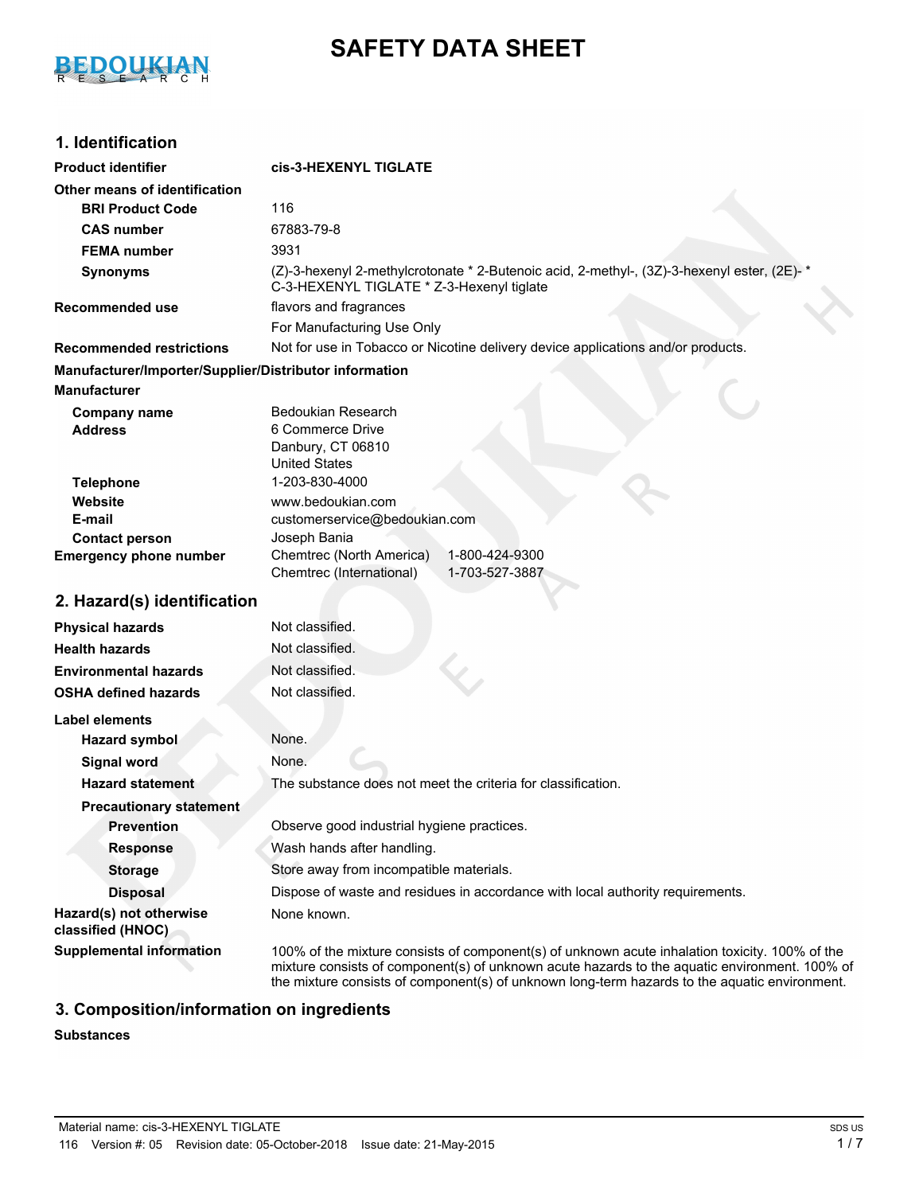# SAFETY DATA SHEET

## 1. Identification

**Product identifier** **cis-3-HEXENYL TIGLATE**

**Other means of identification**

| | |
|---|---|
| **BRI Product Code** | 116 |
| **CAS number** | 67883-79-8 |
| **FEMA number** | 3931 |
| **Synonyms** | (Z)-3-hexenyl 2-methylcrotonate * 2-Butenoic acid, 2-methyl-, (3Z)-3-hexenyl ester, (2E)- * C-3-HEXENYL TIGLATE * Z-3-Hexenyl tiglate |
| **Recommended use** | flavors and fragrances<br>For Manufacturing Use Only |
| **Recommended restrictions** | Not for use in Tobacco or Nicotine delivery device applications and/or products. |

**Manufacturer/Importer/Supplier/Distributor information**

**Manufacturer**

| | |
|---|---|
| **Company name** | Bedoukian Research |
| **Address** | 6 Commerce Drive<br>Danbury, CT 06810<br>United States |
| **Telephone** | 1-203-830-4000 |
| **Website** | www.bedoukian.com |
| **E-mail** | customerservice@bedoukian.com |
| **Contact person** | Joseph Bania |
| **Emergency phone number** | Chemtrec (North America) 1-800-424-9300<br>Chemtrec (International) 1-703-527-3887 |

## 2. Hazard(s) identification

| | |
|---|---|
| **Physical hazards** | Not classified. |
| **Health hazards** | Not classified. |
| **Environmental hazards** | Not classified. |
| **OSHA defined hazards** | Not classified. |

**Label elements**

| | |
|---|---|
| **Hazard symbol** | None. |
| **Signal word** | None. |
| **Hazard statement** | The substance does not meet the criteria for classification. |

**Precautionary statement**

| | |
|---|---|
| **Prevention** | Observe good industrial hygiene practices. |
| **Response** | Wash hands after handling. |
| **Storage** | Store away from incompatible materials. |
| **Disposal** | Dispose of waste and residues in accordance with local authority requirements. |
| **Hazard(s) not otherwise classified (HNOC)** | None known. |
| **Supplemental information** | 100% of the mixture consists of component(s) of unknown acute inhalation toxicity. 100% of the mixture consists of component(s) of unknown acute hazards to the aquatic environment. 100% of the mixture consists of component(s) of unknown long-term hazards to the aquatic environment. |

## 3. Composition/information on ingredients

**Substances**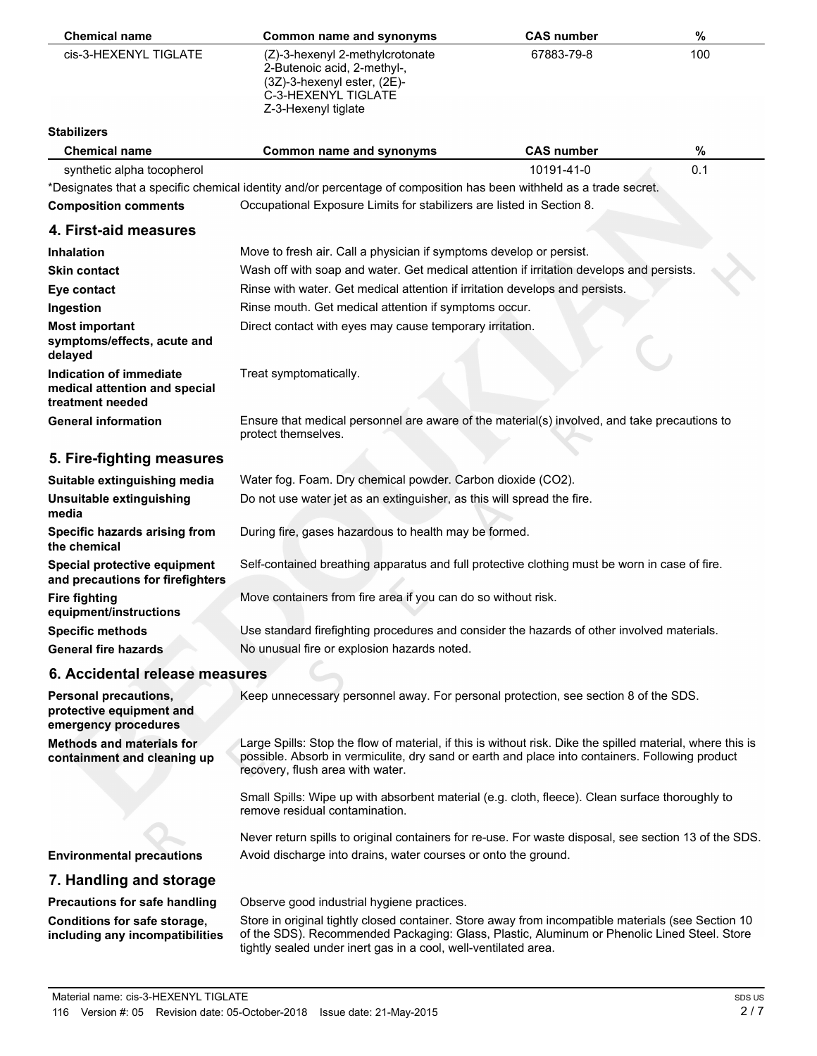| Chemical name | Common name and synonyms | CAS number | % |
| --- | --- | --- | --- |
| cis-3-HEXENYL TIGLATE | (Z)-3-hexenyl 2-methylcrotonate<br>2-Butenoic acid, 2-methyl-, (3Z)-3-hexenyl ester, (2E)-<br>C-3-HEXENYL TIGLATE<br>Z-3-Hexenyl tiglate | 67883-79-8 | 100 |

**Stabilizers**

| Chemical name | Common name and synonyms | CAS number | % |
| --- | --- | --- | --- |
| synthetic alpha tocopherol | | 10191-41-0 | 0.1 |

*Designates that a specific chemical identity and/or percentage of composition has been withheld as a trade secret.

**Composition comments** Occupational Exposure Limits for stabilizers are listed in Section 8.

## 4. First-aid measures

**Inhalation** Move to fresh air. Call a physician if symptoms develop or persist.

**Skin contact** Wash off with soap and water. Get medical attention if irritation develops and persists.

**Eye contact** Rinse with water. Get medical attention if irritation develops and persists.

**Ingestion** Rinse mouth. Get medical attention if symptoms occur.

**Most important symptoms/effects, acute and delayed** Direct contact with eyes may cause temporary irritation.

**Indication of immediate medical attention and special treatment needed** Treat symptomatically.

**General information** Ensure that medical personnel are aware of the material(s) involved, and take precautions to protect themselves.

## 5. Fire-fighting measures

**Suitable extinguishing media** Water fog. Foam. Dry chemical powder. Carbon dioxide ($CO_2$).

**Unsuitable extinguishing media** Do not use water jet as an extinguisher, as this will spread the fire.

**Specific hazards arising from the chemical** During fire, gases hazardous to health may be formed.

**Special protective equipment and precautions for firefighters** Self-contained breathing apparatus and full protective clothing must be worn in case of fire.

**Fire fighting equipment/instructions** Move containers from fire area if you can do so without risk.

**Specific methods** Use standard firefighting procedures and consider the hazards of other involved materials.

**General fire hazards** No unusual fire or explosion hazards noted.

## 6. Accidental release measures

**Personal precautions, protective equipment and emergency procedures** Keep unnecessary personnel away. For personal protection, see section 8 of the SDS.

**Methods and materials for containment and cleaning up** Large Spills: Stop the flow of material, if this is without risk. Dike the spilled material, where this is possible. Absorb in vermiculite, dry sand or earth and place into containers. Following product recovery, flush area with water.

Small Spills: Wipe up with absorbent material (e.g. cloth, fleece). Clean surface thoroughly to remove residual contamination.

Never return spills to original containers for re-use. For waste disposal, see section 13 of the SDS.

**Environmental precautions** Avoid discharge into drains, water courses or onto the ground.

## 7. Handling and storage

**Precautions for safe handling** Observe good industrial hygiene practices.

**Conditions for safe storage, including any incompatibilities** Store in original tightly closed container. Store away from incompatible materials (see Section 10 of the SDS). Recommended Packaging: Glass, Plastic, Aluminum or Phenolic Lined Steel. Store tightly sealed under inert gas in a cool, well-ventilated area.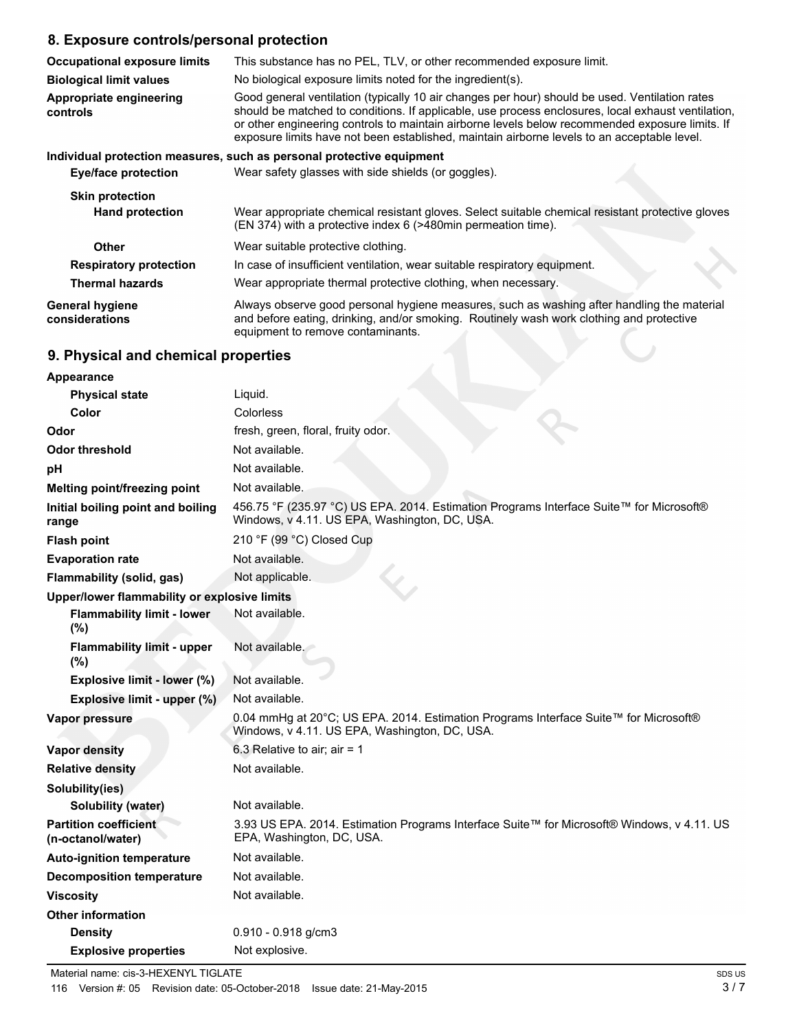## 8. Exposure controls/personal protection

| | |
|---|---|
| **Occupational exposure limits** | This substance has no PEL, TLV, or other recommended exposure limit. |
| **Biological limit values** | No biological exposure limits noted for the ingredient(s). |
| **Appropriate engineering controls** | Good general ventilation (typically 10 air changes per hour) should be used. Ventilation rates should be matched to conditions. If applicable, use process enclosures, local exhaust ventilation, or other engineering controls to maintain airborne levels below recommended exposure limits. If exposure limits have not been established, maintain airborne levels to an acceptable level. |

**Individual protection measures, such as personal protective equipment**

| | |
|---|---|
| **Eye/face protection** | Wear safety glasses with side shields (or goggles). |
| **Skin protection** | |
| **Hand protection** | Wear appropriate chemical resistant gloves. Select suitable chemical resistant protective gloves (EN 374) with a protective index 6 (>480min permeation time). |
| **Other** | Wear suitable protective clothing. |
| **Respiratory protection** | In case of insufficient ventilation, wear suitable respiratory equipment. |
| **Thermal hazards** | Wear appropriate thermal protective clothing, when necessary. |
| **General hygiene considerations** | Always observe good personal hygiene measures, such as washing after handling the material and before eating, drinking, and/or smoking. Routinely wash work clothing and protective equipment to remove contaminants. |

## 9. Physical and chemical properties

| | |
|---|---|
| **Appearance** | |
| **Physical state** | Liquid. |
| **Color** | Colorless |
| **Odor** | fresh, green, floral, fruity odor. |
| **Odor threshold** | Not available. |
| **pH** | Not available. |
| **Melting point/freezing point** | Not available. |
| **Initial boiling point and boiling range** | 456.75 °F (235.97 °C) US EPA. 2014. Estimation Programs Interface Suite™ for Microsoft® Windows, v 4.11. US EPA, Washington, DC, USA. |
| **Flash point** | 210 °F (99 °C) Closed Cup |
| **Evaporation rate** | Not available. |
| **Flammability (solid, gas)** | Not applicable. |
| **Upper/lower flammability or explosive limits** | |
| **Flammability limit - lower (%)** | Not available. |
| **Flammability limit - upper (%)** | Not available. |
| **Explosive limit - lower (%)** | Not available. |
| **Explosive limit - upper (%)** | Not available. |
| **Vapor pressure** | 0.04 mmHg at 20°C; US EPA. 2014. Estimation Programs Interface Suite™ for Microsoft® Windows, v 4.11. US EPA, Washington, DC, USA. |
| **Vapor density** | 6.3 Relative to air; air = 1 |
| **Relative density** | Not available. |
| **Solubility(ies)** | |
| **Solubility (water)** | Not available. |
| **Partition coefficient (n-octanol/water)** | 3.93 US EPA. 2014. Estimation Programs Interface Suite™ for Microsoft® Windows, v 4.11. US EPA, Washington, DC, USA. |
| **Auto-ignition temperature** | Not available. |
| **Decomposition temperature** | Not available. |
| **Viscosity** | Not available. |
| **Other information** | |
| **Density** | 0.910 - 0.918 g/cm3 |
| **Explosive properties** | Not explosive. |

Material name: cis-3-HEXENYL TIGLATE

116 Version #: 05 Revision date: 05-October-2018 Issue date: 21-May-2015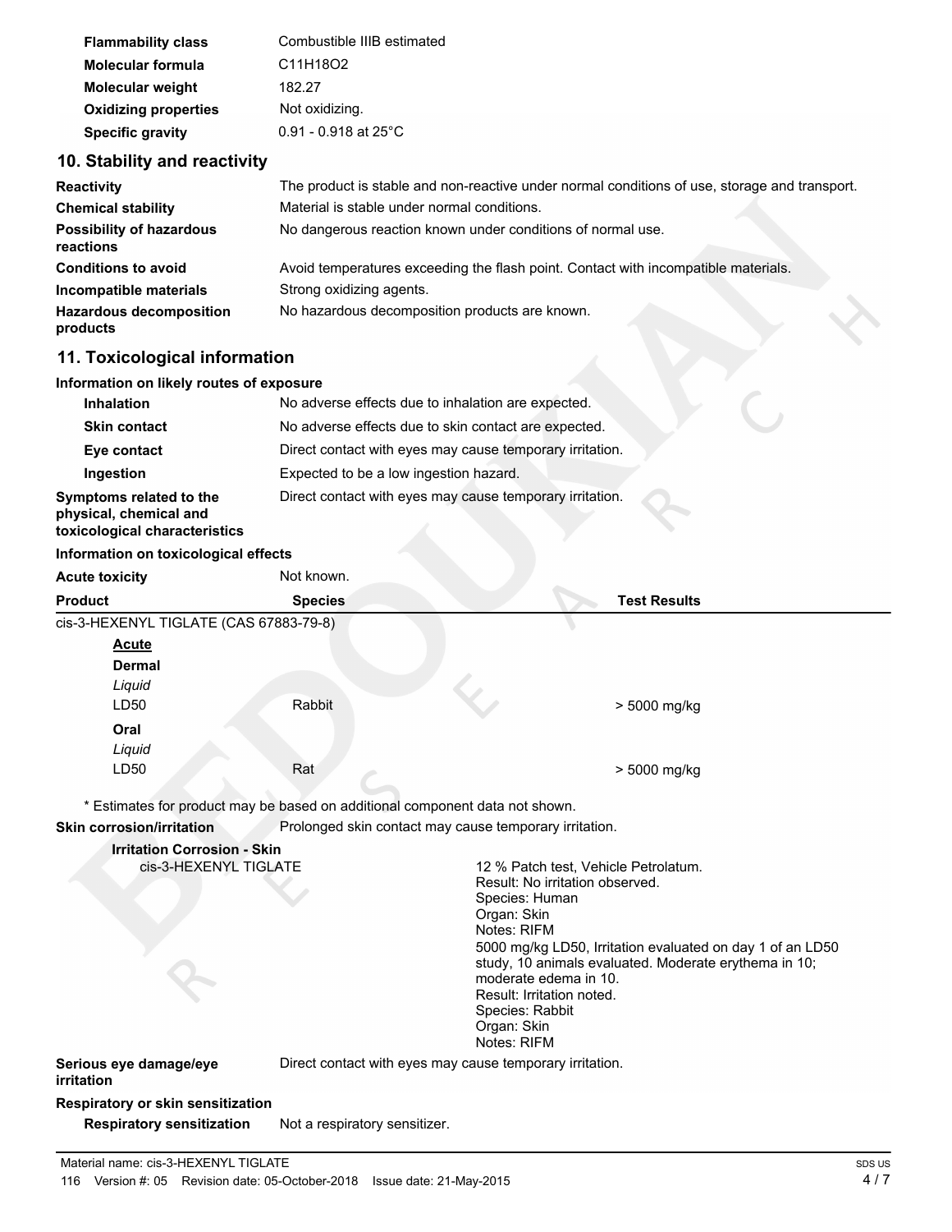| | |
|---|---|
| **Flammability class** | Combustible IIIB estimated |
| **Molecular formula** | C11H18O2 |
| **Molecular weight** | 182.27 |
| **Oxidizing properties** | Not oxidizing. |
| **Specific gravity** | 0.91 - 0.918 at 25°C |

## 10. Stability and reactivity

| | |
|---|---|
| **Reactivity** | The product is stable and non-reactive under normal conditions of use, storage and transport. |
| **Chemical stability** | Material is stable under normal conditions. |
| **Possibility of hazardous reactions** | No dangerous reaction known under conditions of normal use. |
| **Conditions to avoid** | Avoid temperatures exceeding the flash point. Contact with incompatible materials. |
| **Incompatible materials** | Strong oxidizing agents. |
| **Hazardous decomposition products** | No hazardous decomposition products are known. |

## 11. Toxicological information

**Information on likely routes of exposure**

| | |
|---|---|
| **Inhalation** | No adverse effects due to inhalation are expected. |
| **Skin contact** | No adverse effects due to skin contact are expected. |
| **Eye contact** | Direct contact with eyes may cause temporary irritation. |
| **Ingestion** | Expected to be a low ingestion hazard. |
| **Symptoms related to the physical, chemical and toxicological characteristics** | Direct contact with eyes may cause temporary irritation. |

**Information on toxicological effects**

**Acute toxicity** Not known.

| Product | Species | Test Results |
|---|---|---|
| cis-3-HEXENYL TIGLATE (CAS 67883-79-8) | | |
| **Acute** | | |
| **Dermal** | | |
| *Liquid* | | |
| LD50 | Rabbit | > 5000 mg/kg |
| **Oral** | | |
| *Liquid* | | |
| LD50 | Rat | > 5000 mg/kg |

* Estimates for product may be based on additional component data not shown.

**Skin corrosion/irritation** Prolonged skin contact may cause temporary irritation.

**Irritation Corrosion - Skin**

| | |
|---|---|
| cis-3-HEXENYL TIGLATE | 12 % Patch test, Vehicle Petrolatum.<br>Result: No irritation observed.<br>Species: Human<br>Organ: Skin<br>Notes: RIFM<br>5000 mg/kg LD50, Irritation evaluated on day 1 of an LD50 study, 10 animals evaluated. Moderate erythema in 10; moderate edema in 10.<br>Result: Irritation noted.<br>Species: Rabbit<br>Organ: Skin<br>Notes: RIFM |

**Serious eye damage/eye irritation** Direct contact with eyes may cause temporary irritation.

**Respiratory or skin sensitization**

**Respiratory sensitization** Not a respiratory sensitizer.

Material name: cis-3-HEXENYL TIGLATE

116 Version #: 05 Revision date: 05-October-2018 Issue date: 21-May-2015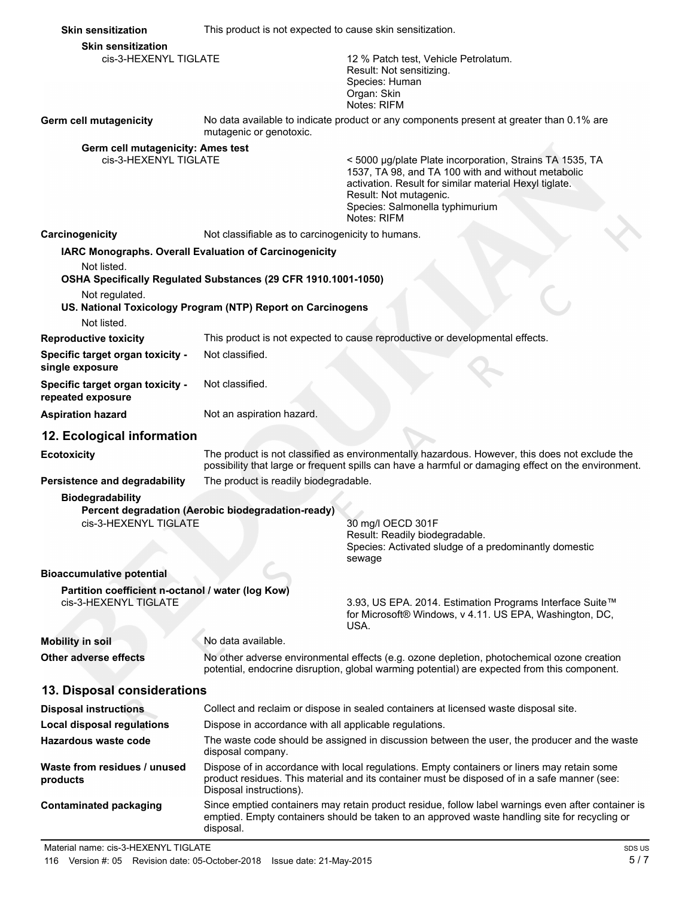**Skin sensitization** This product is not expected to cause skin sensitization.

**Skin sensitization**

| | |
|---|---|
| cis-3-HEXENYL TIGLATE | 12 % Patch test, Vehicle Petrolatum.<br>Result: Not sensitizing.<br>Species: Human<br>Organ: Skin<br>Notes: RIFM |

**Germ cell mutagenicity** No data available to indicate product or any components present at greater than 0.1% are mutagenic or genotoxic.

**Germ cell mutagenicity: Ames test**

| | |
|---|---|
| cis-3-HEXENYL TIGLATE | < 5000 µg/plate Plate incorporation, Strains TA 1535, TA 1537, TA 98, and TA 100 with and without metabolic activation. Result for similar material Hexyl tiglate.<br>Result: Not mutagenic.<br>Species: Salmonella typhimurium<br>Notes: RIFM |

**Carcinogenicity** Not classifiable as to carcinogenicity to humans.

**IARC Monographs. Overall Evaluation of Carcinogenicity**

Not listed.

**OSHA Specifically Regulated Substances (29 CFR 1910.1001-1050)**

Not regulated.

**US. National Toxicology Program (NTP) Report on Carcinogens**

Not listed.

**Reproductive toxicity** This product is not expected to cause reproductive or developmental effects.

**Specific target organ toxicity - single exposure** Not classified.

**Specific target organ toxicity - repeated exposure** Not classified.

**Aspiration hazard** Not an aspiration hazard.

## 12. Ecological information

**Ecotoxicity** The product is not classified as environmentally hazardous. However, this does not exclude the possibility that large or frequent spills can have a harmful or damaging effect on the environment.

**Persistence and degradability** The product is readily biodegradable.

**Biodegradability**

**Percent degradation (Aerobic biodegradation-ready)**

| | |
|---|---|
| cis-3-HEXENYL TIGLATE | 30 mg/l OECD 301F<br>Result: Readily biodegradable.<br>Species: Activated sludge of a predominantly domestic sewage |

**Bioaccumulative potential**

**Partition coefficient n-octanol / water (log Kow)**

| | |
|---|---|
| cis-3-HEXENYL TIGLATE | 3.93, US EPA. 2014. Estimation Programs Interface Suite™ for Microsoft® Windows, v 4.11. US EPA, Washington, DC, USA. |

**Mobility in soil** No data available.

**Other adverse effects** No other adverse environmental effects (e.g. ozone depletion, photochemical ozone creation potential, endocrine disruption, global warming potential) are expected from this component.

## 13. Disposal considerations

**Disposal instructions** Collect and reclaim or dispose in sealed containers at licensed waste disposal site.

**Local disposal regulations** Dispose in accordance with all applicable regulations.

**Hazardous waste code** The waste code should be assigned in discussion between the user, the producer and the waste disposal company.

**Waste from residues / unused products** Dispose of in accordance with local regulations. Empty containers or liners may retain some product residues. This material and its container must be disposed of in a safe manner (see: Disposal instructions).

**Contaminated packaging** Since emptied containers may retain product residue, follow label warnings even after container is emptied. Empty containers should be taken to an approved waste handling site for recycling or disposal.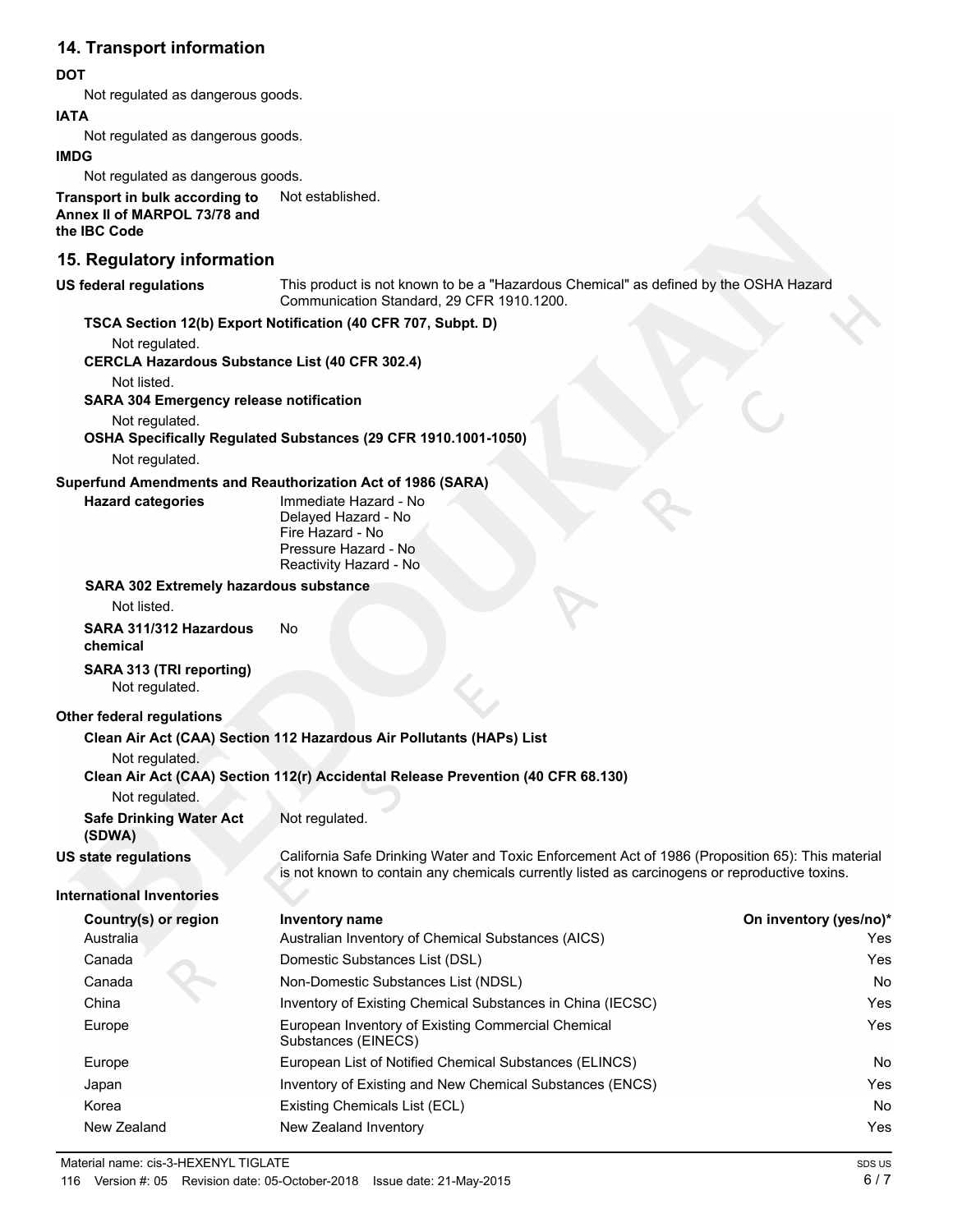## 14. Transport information

**DOT**

Not regulated as dangerous goods.

**IATA**

Not regulated as dangerous goods.

**IMDG**

Not regulated as dangerous goods.

**Transport in bulk according to Annex II of MARPOL 73/78 and the IBC Code** Not established.

## 15. Regulatory information

**US federal regulations** This product is not known to be a "Hazardous Chemical" as defined by the OSHA Hazard Communication Standard, 29 CFR 1910.1200.

**TSCA Section 12(b) Export Notification (40 CFR 707, Subpt. D)**

Not regulated.

**CERCLA Hazardous Substance List (40 CFR 302.4)**

Not listed.

**SARA 304 Emergency release notification**

Not regulated.

**OSHA Specifically Regulated Substances (29 CFR 1910.1001-1050)**

Not regulated.

**Superfund Amendments and Reauthorization Act of 1986 (SARA)**

**Hazard categories**

Immediate Hazard - No
Delayed Hazard - No
Fire Hazard - No
Pressure Hazard - No
Reactivity Hazard - No

**SARA 302 Extremely hazardous substance**

Not listed.

**SARA 311/312 Hazardous chemical** No

**SARA 313 (TRI reporting)**

Not regulated.

**Other federal regulations**

**Clean Air Act (CAA) Section 112 Hazardous Air Pollutants (HAPs) List**

Not regulated.

**Clean Air Act (CAA) Section 112(r) Accidental Release Prevention (40 CFR 68.130)**

Not regulated.

**Safe Drinking Water Act (SDWA)** Not regulated.

**US state regulations** California Safe Drinking Water and Toxic Enforcement Act of 1986 (Proposition 65): This material is not known to contain any chemicals currently listed as carcinogens or reproductive toxins.

**International Inventories**

| Country(s) or region | Inventory name | On inventory (yes/no)* |
|---|---|---|
| Australia | Australian Inventory of Chemical Substances (AICS) | Yes |
| Canada | Domestic Substances List (DSL) | Yes |
| Canada | Non-Domestic Substances List (NDSL) | No |
| China | Inventory of Existing Chemical Substances in China (IECSC) | Yes |
| Europe | European Inventory of Existing Commercial Chemical Substances (EINECS) | Yes |
| Europe | European List of Notified Chemical Substances (ELINCS) | No |
| Japan | Inventory of Existing and New Chemical Substances (ENCS) | Yes |
| Korea | Existing Chemicals List (ECL) | No |
| New Zealand | New Zealand Inventory | Yes |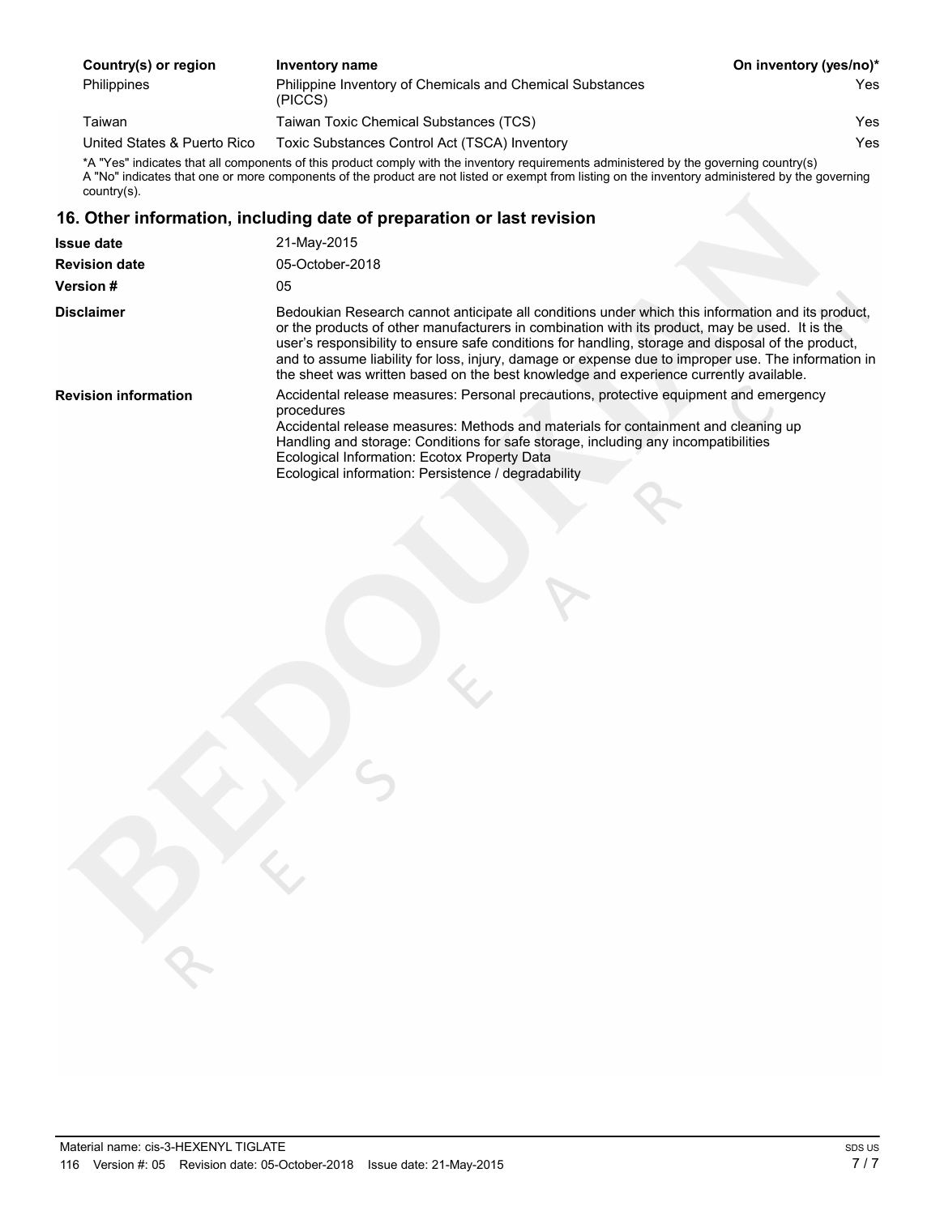| Country(s) or region | Inventory name | On inventory (yes/no)* |
|---|---|---|
| Philippines | Philippine Inventory of Chemicals and Chemical Substances (PICCS) | Yes |
| Taiwan | Taiwan Toxic Chemical Substances (TCS) | Yes |
| United States & Puerto Rico | Toxic Substances Control Act (TSCA) Inventory | Yes |

*A "Yes" indicates that all components of this product comply with the inventory requirements administered by the governing country(s)
A "No" indicates that one or more components of the product are not listed or exempt from listing on the inventory administered by the governing country(s).

## 16. Other information, including date of preparation or last revision

| | |
|---|---|
| **Issue date** | 21-May-2015 |
| **Revision date** | 05-October-2018 |
| **Version #** | 05 |
| **Disclaimer** | Bedoukian Research cannot anticipate all conditions under which this information and its product, or the products of other manufacturers in combination with its product, may be used. It is the user's responsibility to ensure safe conditions for handling, storage and disposal of the product, and to assume liability for loss, injury, damage or expense due to improper use. The information in the sheet was written based on the best knowledge and experience currently available. |
| **Revision information** | Accidental release measures: Personal precautions, protective equipment and emergency procedures<br>Accidental release measures: Methods and materials for containment and cleaning up<br>Handling and storage: Conditions for safe storage, including any incompatibilities<br>Ecological Information: Ecotox Property Data<br>Ecological information: Persistence / degradability |